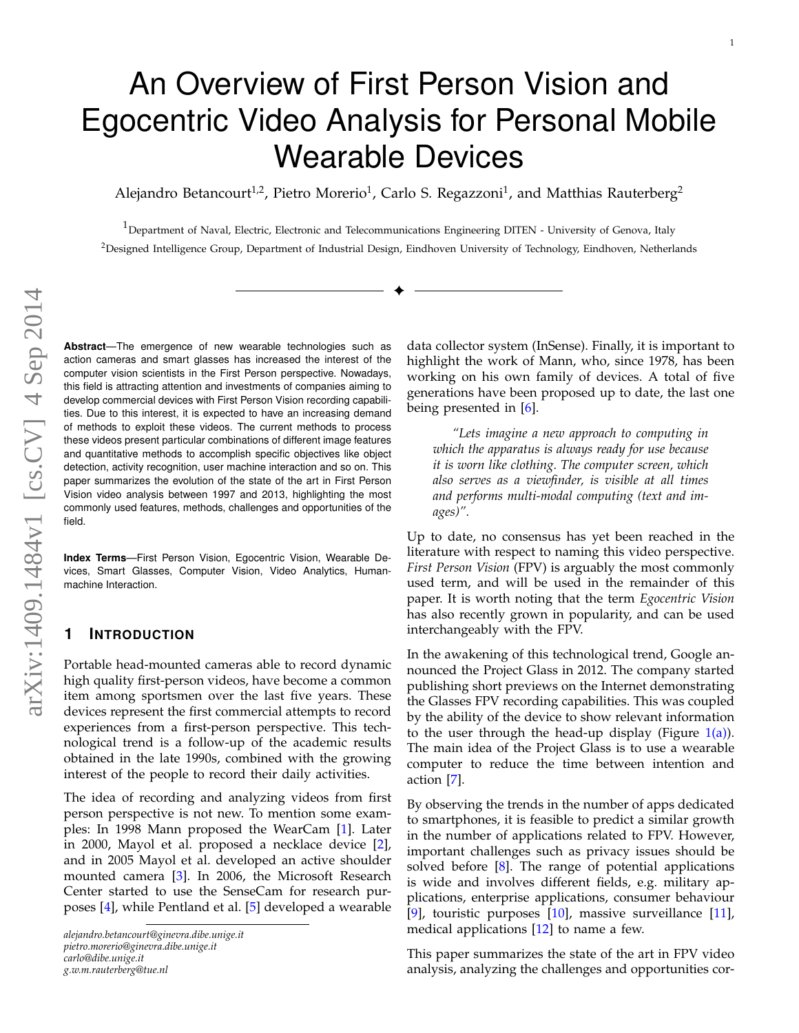# An Overview of First Person Vision and Egocentric Video Analysis for Personal Mobile Wearable Devices

Alejandro Betancourt[1,2], Pietro Morerio[1], Carlo S. Regazzoni[1], and Matthias Rauterberg[2]

[1]Department of Naval, Electric, Electronic and Telecommunications Engineering DITEN - University of Genova, Italy

[2]Designed Intelligence Group, Department of Industrial Design, Eindhoven University of Technology, Eindhoven, Netherlands

**Abstract**—The emergence of new wearable technologies such as action cameras and smart glasses has increased the interest of the computer vision scientists in the First Person perspective. Nowadays, this field is attracting attention and investments of companies aiming to develop commercial devices with First Person Vision recording capabilities. Due to this interest, it is expected to have an increasing demand of methods to exploit these videos. The current methods to process these videos present particular combinations of different image features and quantitative methods to accomplish specific objectives like object detection, activity recognition, user machine interaction and so on. This paper summarizes the evolution of the state of the art in First Person Vision video analysis between 1997 and 2013, highlighting the most commonly used features, methods, challenges and opportunities of the field.

**Index Terms**—First Person Vision, Egocentric Vision, Wearable Devices, Smart Glasses, Computer Vision, Video Analytics, Human-machine Interaction.

## 1 Introduction

Portable head-mounted cameras able to record dynamic high quality first-person videos, have become a common item among sportsmen over the last five years. These devices represent the first commercial attempts to record experiences from a first-person perspective. This technological trend is a follow-up of the academic results obtained in the late 1990s, combined with the growing interest of the people to record their daily activities.

The idea of recording and analyzing videos from first person perspective is not new. To mention some examples: In 1998 Mann proposed the WearCam [1]. Later in 2000, Mayol et al. proposed a necklace device [2], and in 2005 Mayol et al. developed an active shoulder mounted camera [3]. In 2006, the Microsoft Research Center started to use the SenseCam for research purposes [4], while Pentland et al. [5] developed a wearable data collector system (InSense). Finally, it is important to highlight the work of Mann, who, since 1978, has been working on his own family of devices. A total of five generations have been proposed up to date, the last one being presented in [6].

> *"Lets imagine a new approach to computing in which the apparatus is always ready for use because it is worn like clothing. The computer screen, which also serves as a viewfinder, is visible at all times and performs multi-modal computing (text and images)".*

Up to date, no consensus has yet been reached in the literature with respect to naming this video perspective. *First Person Vision* (FPV) is arguably the most commonly used term, and will be used in the remainder of this paper. It is worth noting that the term *Egocentric Vision* has also recently grown in popularity, and can be used interchangeably with the FPV.

In the awakening of this technological trend, Google announced the Project Glass in 2012. The company started publishing short previews on the Internet demonstrating the Glasses FPV recording capabilities. This was coupled by the ability of the device to show relevant information to the user through the head-up display (Figure 1(a)). The main idea of the Project Glass is to use a wearable computer to reduce the time between intention and action [7].

By observing the trends in the number of apps dedicated to smartphones, it is feasible to predict a similar growth in the number of applications related to FPV. However, important challenges such as privacy issues should be solved before [8]. The range of potential applications is wide and involves different fields, e.g. military applications, enterprise applications, consumer behaviour [9], touristic purposes [10], massive surveillance [11], medical applications [12] to name a few.

This paper summarizes the state of the art in FPV video analysis, analyzing the challenges and opportunities cor-

alejandro.betancourt@ginevra.dibe.unige.it
pietro.morerio@ginevra.dibe.unige.it
carlo@dibe.unige.it
g.w.m.rauterberg@tue.nl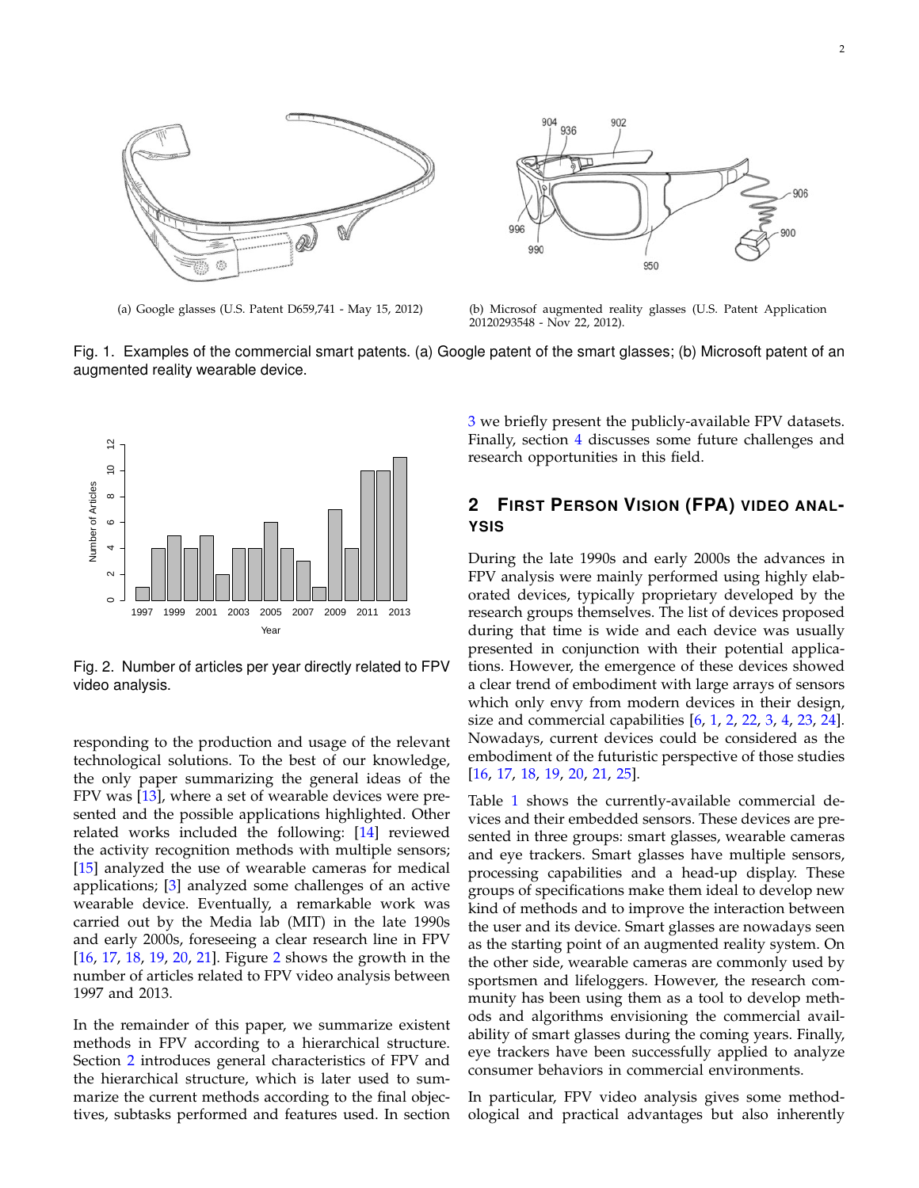(a) Google glasses (U.S. Patent D659,741 - May 15, 2012)

(b) Microsof augmented reality glasses (U.S. Patent Application 20120293548 - Nov 22, 2012).

Fig. 1. Examples of the commercial smart patents. (a) Google patent of the smart glasses; (b) Microsoft patent of an augmented reality wearable device.

Fig. 2. Number of articles per year directly related to FPV video analysis.

responding to the production and usage of the relevant technological solutions. To the best of our knowledge, the only paper summarizing the general ideas of the FPV was [13], where a set of wearable devices were presented and the possible applications highlighted. Other related works included the following: [14] reviewed the activity recognition methods with multiple sensors; [15] analyzed the use of wearable cameras for medical applications; [3] analyzed some challenges of an active wearable device. Eventually, a remarkable work was carried out by the Media lab (MIT) in the late 1990s and early 2000s, foreseeing a clear research line in FPV [16, 17, 18, 19, 20, 21]. Figure 2 shows the growth in the number of articles related to FPV video analysis between 1997 and 2013.

In the remainder of this paper, we summarize existent methods in FPV according to a hierarchical structure. Section 2 introduces general characteristics of FPV and the hierarchical structure, which is later used to summarize the current methods according to the final objectives, subtasks performed and features used. In section 3 we briefly present the publicly-available FPV datasets. Finally, section 4 discusses some future challenges and research opportunities in this field.

## 2 First Person Vision (FPA) video analysis

During the late 1990s and early 2000s the advances in FPV analysis were mainly performed using highly elaborated devices, typically proprietary developed by the research groups themselves. The list of devices proposed during that time is wide and each device was usually presented in conjunction with their potential applications. However, the emergence of these devices showed a clear trend of embodiment with large arrays of sensors which only envy from modern devices in their design, size and commercial capabilities [6, 1, 2, 22, 3, 4, 23, 24]. Nowadays, current devices could be considered as the embodiment of the futuristic perspective of those studies [16, 17, 18, 19, 20, 21, 25].

Table 1 shows the currently-available commercial devices and their embedded sensors. These devices are presented in three groups: smart glasses, wearable cameras and eye trackers. Smart glasses have multiple sensors, processing capabilities and a head-up display. These groups of specifications make them ideal to develop new kind of methods and to improve the interaction between the user and its device. Smart glasses are nowadays seen as the starting point of an augmented reality system. On the other side, wearable cameras are commonly used by sportsmen and lifeloggers. However, the research community has been using them as a tool to develop methods and algorithms envisioning the commercial availability of smart glasses during the coming years. Finally, eye trackers have been successfully applied to analyze consumer behaviors in commercial environments.

In particular, FPV video analysis gives some methodological and practical advantages but also inherently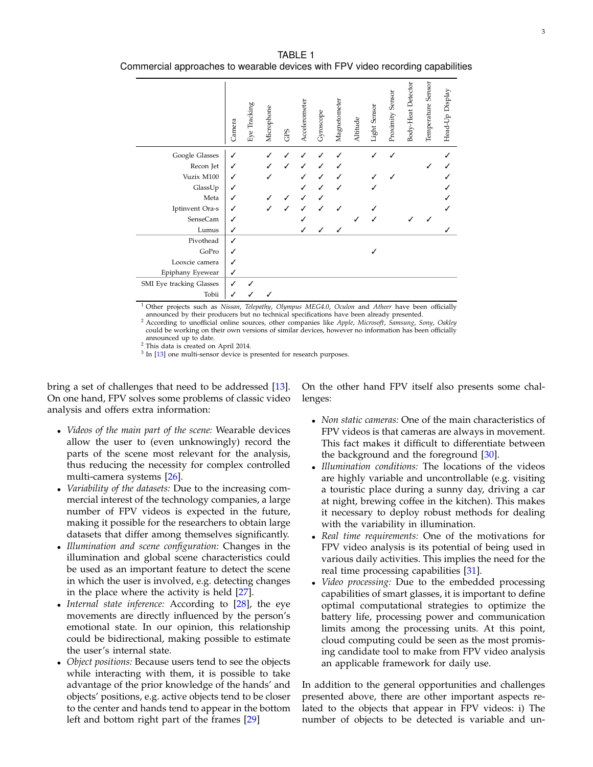TABLE 1
Commercial approaches to wearable devices with FPV video recording capabilities

| | Camera | Eye Tracking | Microphone | GPS | Accelerometer | Gyroscope | Magnetometer | Altitude | Light Sensor | Proximity Sensor | Body-Heat Detector | Temperature Sensor | Head-Up Display |
|---|---|---|---|---|---|---|---|---|---|---|---|---|---|
| Google Glasses | ✓ | | ✓ | ✓ | ✓ | ✓ | ✓ | | ✓ | ✓ | | | ✓ |
| Recon Jet | ✓ | | ✓ | ✓ | ✓ | ✓ | ✓ | | | | | ✓ | ✓ |
| Vuzix M100 | ✓ | | ✓ | | ✓ | ✓ | ✓ | | ✓ | ✓ | | | ✓ |
| GlassUp | ✓ | | | | ✓ | ✓ | ✓ | | ✓ | | | | ✓ |
| Meta | ✓ | | ✓ | ✓ | ✓ | ✓ | | | | | | | ✓ |
| Iptinvent Ora-s | ✓ | | ✓ | ✓ | ✓ | ✓ | ✓ | | ✓ | | | | ✓ |
| SenseCam | ✓ | | | | ✓ | | | ✓ | ✓ | | ✓ | ✓ | |
| Lumus | ✓ | | | | ✓ | ✓ | ✓ | | | | | | ✓ |
| Pivothead | ✓ | | | | | | | | | | | | |
| GoPro | ✓ | | | | | | | | ✓ | | | | |
| Looxcie camera | ✓ | | | | | | | | | | | | |
| Epiphany Eyewear | ✓ | | | | | | | | | | | | |
| SMI Eye tracking Glasses | ✓ | ✓ | | | | | | | | | | | |
| Tobii | ✓ | ✓ | ✓ | | | | | | | | | | |

[1] Other projects such as *Nissan*, *Telepathy*, *Olympus MEG4.0*, *Oculon* and *Atheer* have been officially announced by their producers but no technical specifications have been already presented.
[2] According to unofficial online sources, other companies like *Apple*, *Microsoft*, *Samsung*, *Sony*, *Oakley* could be working on their own versions of similar devices, however no information has been officially announced up to date.
[2] This data is created on April 2014.
[3] In [13] one multi-sensor device is presented for research purposes.

bring a set of challenges that need to be addressed [13]. On one hand, FPV solves some problems of classic video analysis and offers extra information:

- *Videos of the main part of the scene:* Wearable devices allow the user to (even unknowingly) record the parts of the scene most relevant for the analysis, thus reducing the necessity for complex controlled multi-camera systems [26].
- *Variability of the datasets:* Due to the increasing commercial interest of the technology companies, a large number of FPV videos is expected in the future, making it possible for the researchers to obtain large datasets that differ among themselves significantly.
- *Illumination and scene configuration:* Changes in the illumination and global scene characteristics could be used as an important feature to detect the scene in which the user is involved, e.g. detecting changes in the place where the activity is held [27].
- *Internal state inference:* According to [28], the eye movements are directly influenced by the person's emotional state. In our opinion, this relationship could be bidirectional, making possible to estimate the user's internal state.
- *Object positions:* Because users tend to see the objects while interacting with them, it is possible to take advantage of the prior knowledge of the hands' and objects' positions, e.g. active objects tend to be closer to the center and hands tend to appear in the bottom left and bottom right part of the frames [29]

On the other hand FPV itself also presents some challenges:

- *Non static cameras:* One of the main characteristics of FPV videos is that cameras are always in movement. This fact makes it difficult to differentiate between the background and the foreground [30].
- *Illumination conditions:* The locations of the videos are highly variable and uncontrollable (e.g. visiting a touristic place during a sunny day, driving a car at night, brewing coffee in the kitchen). This makes it necessary to deploy robust methods for dealing with the variability in illumination.
- *Real time requirements:* One of the motivations for FPV video analysis is its potential of being used in various daily activities. This implies the need for the real time processing capabilities [31].
- *Video processing:* Due to the embedded processing capabilities of smart glasses, it is important to define optimal computational strategies to optimize the battery life, processing power and communication limits among the processing units. At this point, cloud computing could be seen as the most promising candidate tool to make from FPV video analysis an applicable framework for daily use.

In addition to the general opportunities and challenges presented above, there are other important aspects related to the objects that appear in FPV videos: i) The number of objects to be detected is variable and un-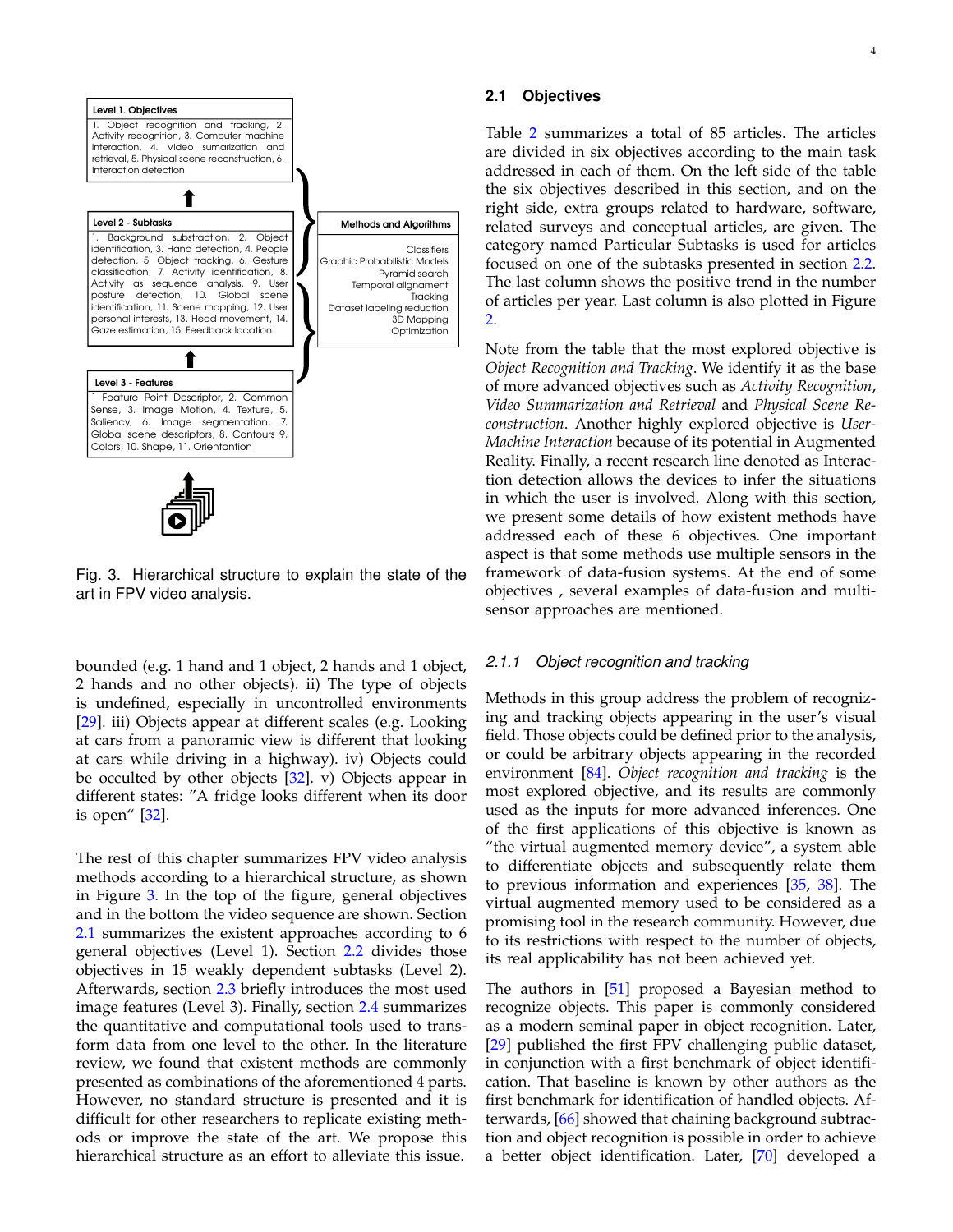Level 1. Objectives

1. Object recognition and tracking, 2. Activity recognition, 3. Computer machine interaction, 4. Video sumarization and retrieval, 5. Physical scene reconstruction, 6. Interaction detection

Level 2 - Subtasks

1. Background substraction, 2. Object identification, 3. Hand detection, 4. People detection, 5. Object tracking, 6. Gesture classification, 7. Activity identification, 8. Activity as sequence analysis, 9. User posture detection, 10. Global scene identification, 11. Scene mapping, 12. User personal interests, 13. Head movement, 14. Gaze estimation, 15. Feedback location

Level 3 - Features

1 Feature Point Descriptor, 2. Common Sense, 3. Image Motion, 4. Texture, 5. Saliency, 6. Image segmentation, 7. Global scene descriptors, 8. Contours 9. Colors, 10. Shape, 11. Orientantion

Methods and Algorithms

Classifiers
Graphic Probabilistic Models
Pyramid search
Temporal alignament
Tracking
Dataset labeling reduction
3D Mapping
Optimization

Fig. 3. Hierarchical structure to explain the state of the art in FPV video analysis.

bounded (e.g. 1 hand and 1 object, 2 hands and 1 object, 2 hands and no other objects). ii) The type of objects is undefined, especially in uncontrolled environments [29]. iii) Objects appear at different scales (e.g. Looking at cars from a panoramic view is different that looking at cars while driving in a highway). iv) Objects could be occulted by other objects [32]. v) Objects appear in different states: "A fridge looks different when its door is open" [32].

The rest of this chapter summarizes FPV video analysis methods according to a hierarchical structure, as shown in Figure 3. In the top of the figure, general objectives and in the bottom the video sequence are shown. Section 2.1 summarizes the existent approaches according to 6 general objectives (Level 1). Section 2.2 divides those objectives in 15 weakly dependent subtasks (Level 2). Afterwards, section 2.3 briefly introduces the most used image features (Level 3). Finally, section 2.4 summarizes the quantitative and computational tools used to transform data from one level to the other. In the literature review, we found that existent methods are commonly presented as combinations of the aforementioned 4 parts. However, no standard structure is presented and it is difficult for other researchers to replicate existing methods or improve the state of the art. We propose this hierarchical structure as an effort to alleviate this issue.

## 2.1 Objectives

Table 2 summarizes a total of 85 articles. The articles are divided in six objectives according to the main task addressed in each of them. On the left side of the table the six objectives described in this section, and on the right side, extra groups related to hardware, software, related surveys and conceptual articles, are given. The category named Particular Subtasks is used for articles focused on one of the subtasks presented in section 2.2. The last column shows the positive trend in the number of articles per year. Last column is also plotted in Figure 2.

Note from the table that the most explored objective is *Object Recognition and Tracking*. We identify it as the base of more advanced objectives such as *Activity Recognition*, *Video Summarization and Retrieval* and *Physical Scene Reconstruction*. Another highly explored objective is *User-Machine Interaction* because of its potential in Augmented Reality. Finally, a recent research line denoted as Interaction detection allows the devices to infer the situations in which the user is involved. Along with this section, we present some details of how existent methods have addressed each of these 6 objectives. One important aspect is that some methods use multiple sensors in the framework of data-fusion systems. At the end of some objectives , several examples of data-fusion and multi-sensor approaches are mentioned.

### 2.1.1 Object recognition and tracking

Methods in this group address the problem of recognizing and tracking objects appearing in the user's visual field. Those objects could be defined prior to the analysis, or could be arbitrary objects appearing in the recorded environment [84]. *Object recognition and tracking* is the most explored objective, and its results are commonly used as the inputs for more advanced inferences. One of the first applications of this objective is known as "the virtual augmented memory device", a system able to differentiate objects and subsequently relate them to previous information and experiences [35, 38]. The virtual augmented memory used to be considered as a promising tool in the research community. However, due to its restrictions with respect to the number of objects, its real applicability has not been achieved yet.

The authors in [51] proposed a Bayesian method to recognize objects. This paper is commonly considered as a modern seminal paper in object recognition. Later, [29] published the first FPV challenging public dataset, in conjunction with a first benchmark of object identification. That baseline is known by other authors as the first benchmark for identification of handled objects. Afterwards, [66] showed that chaining background subtraction and object recognition is possible in order to achieve a better object identification. Later, [70] developed a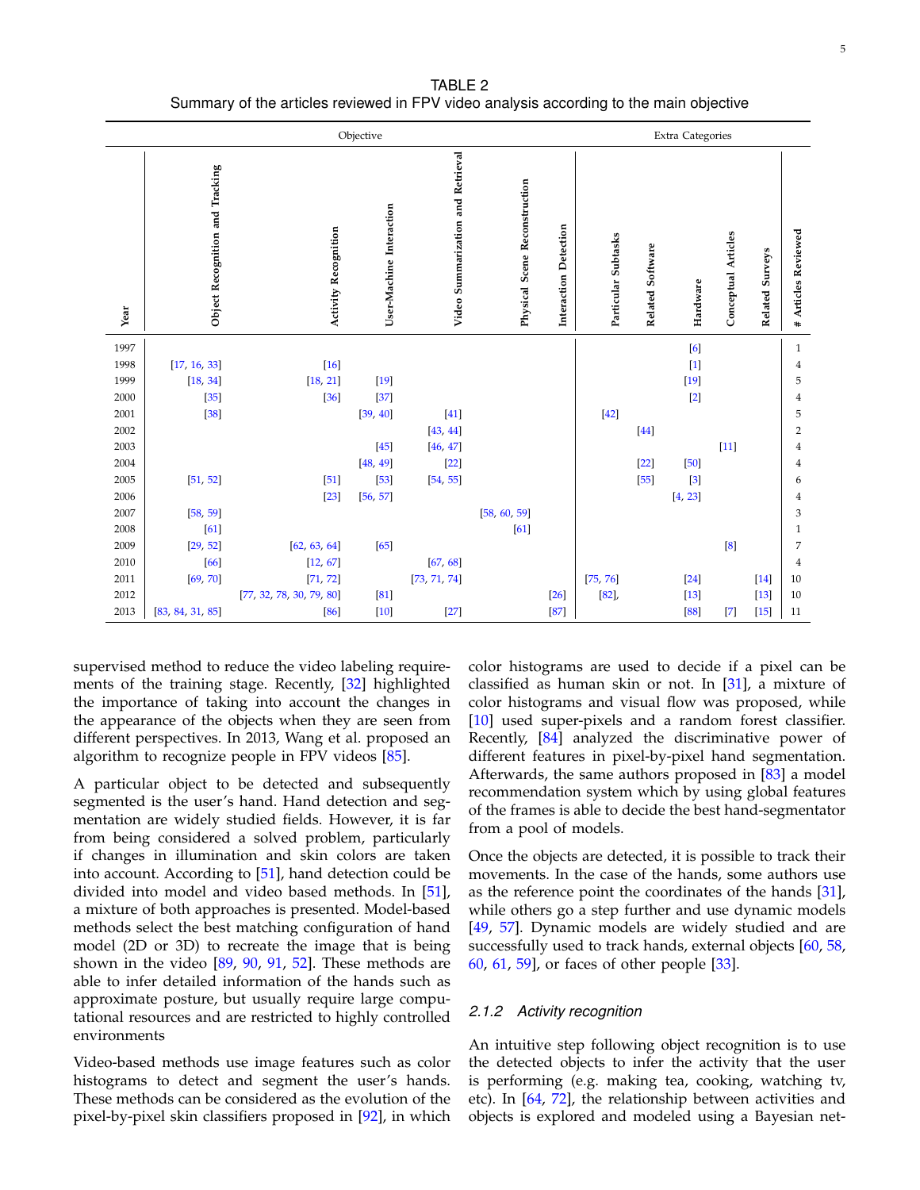TABLE 2
Summary of the articles reviewed in FPV video analysis according to the main objective

| | Objective | | | | | | Extra Categories | | | | | |
|---|---|---|---|---|---|---|---|---|---|---|---|---|
| Year | Object Recognition and Tracking | Activity Recognition | User-Machine Interaction | Video Summarization and Retrieval | Physical Scene Reconstruction | Interaction Detection | Particular Subtasks | Related Software | Hardware | Conceptual Articles | Related Surveys | # Articles Reviewed |
| 1997 | | | | | | | | | [6] | | | 1 |
| 1998 | [17, 16, 33] | [16] | | | | | | | [1] | | | 4 |
| 1999 | [18, 34] | [18, 21] | [19] | | | | | | [19] | | | 5 |
| 2000 | [35] | [36] | [37] | | | | | | [2] | | | 4 |
| 2001 | [38] | | [39, 40] | [41] | | | [42] | | | | | 5 |
| 2002 | | | | [43, 44] | | | | [44] | | | | 2 |
| 2003 | | | [45] | [46, 47] | | | | | | [11] | | 4 |
| 2004 | | | [48, 49] | [22] | | | | [22] | [50] | | | 4 |
| 2005 | [51, 52] | [51] | [53] | [54, 55] | | | | [55] | [3] | | | 6 |
| 2006 | | [23] | [56, 57] | | | | | | [4, 23] | | | 4 |
| 2007 | [58, 59] | | | | [58, 60, 59] | | | | | | | 3 |
| 2008 | [61] | | | | [61] | | | | | | | 1 |
| 2009 | [29, 52] | [62, 63, 64] | [65] | | | | | | | [8] | | 7 |
| 2010 | [66] | [12, 67] | | [67, 68] | | | | | | | | 4 |
| 2011 | [69, 70] | [71, 72] | | [73, 71, 74] | | | [75, 76] | | [24] | | [14] | 10 |
| 2012 | | [77, 32, 78, 30, 79, 80] | [81] | | | [26] | [82], | | [13] | | [13] | 10 |
| 2013 | [83, 84, 31, 85] | [86] | [10] | [27] | | [87] | | | [88] | [7] | [15] | 11 |

supervised method to reduce the video labeling requirements of the training stage. Recently, [32] highlighted the importance of taking into account the changes in the appearance of the objects when they are seen from different perspectives. In 2013, Wang et al. proposed an algorithm to recognize people in FPV videos [85].

A particular object to be detected and subsequently segmented is the user's hand. Hand detection and segmentation are widely studied fields. However, it is far from being considered a solved problem, particularly if changes in illumination and skin colors are taken into account. According to [51], hand detection could be divided into model and video based methods. In [51], a mixture of both approaches is presented. Model-based methods select the best matching configuration of hand model (2D or 3D) to recreate the image that is being shown in the video [89, 90, 91, 52]. These methods are able to infer detailed information of the hands such as approximate posture, but usually require large computational resources and are restricted to highly controlled environments

Video-based methods use image features such as color histograms to detect and segment the user's hands. These methods can be considered as the evolution of the pixel-by-pixel skin classifiers proposed in [92], in which color histograms are used to decide if a pixel can be classified as human skin or not. In [31], a mixture of color histograms and visual flow was proposed, while [10] used super-pixels and a random forest classifier. Recently, [84] analyzed the discriminative power of different features in pixel-by-pixel hand segmentation. Afterwards, the same authors proposed in [83] a model recommendation system which by using global features of the frames is able to decide the best hand-segmentator from a pool of models.

Once the objects are detected, it is possible to track their movements. In the case of the hands, some authors use as the reference point the coordinates of the hands [31], while others go a step further and use dynamic models [49, 57]. Dynamic models are widely studied and are successfully used to track hands, external objects [60, 58, 60, 61, 59], or faces of other people [33].

### 2.1.2 Activity recognition

An intuitive step following object recognition is to use the detected objects to infer the activity that the user is performing (e.g. making tea, cooking, watching tv, etc). In [64, 72], the relationship between activities and objects is explored and modeled using a Bayesian net-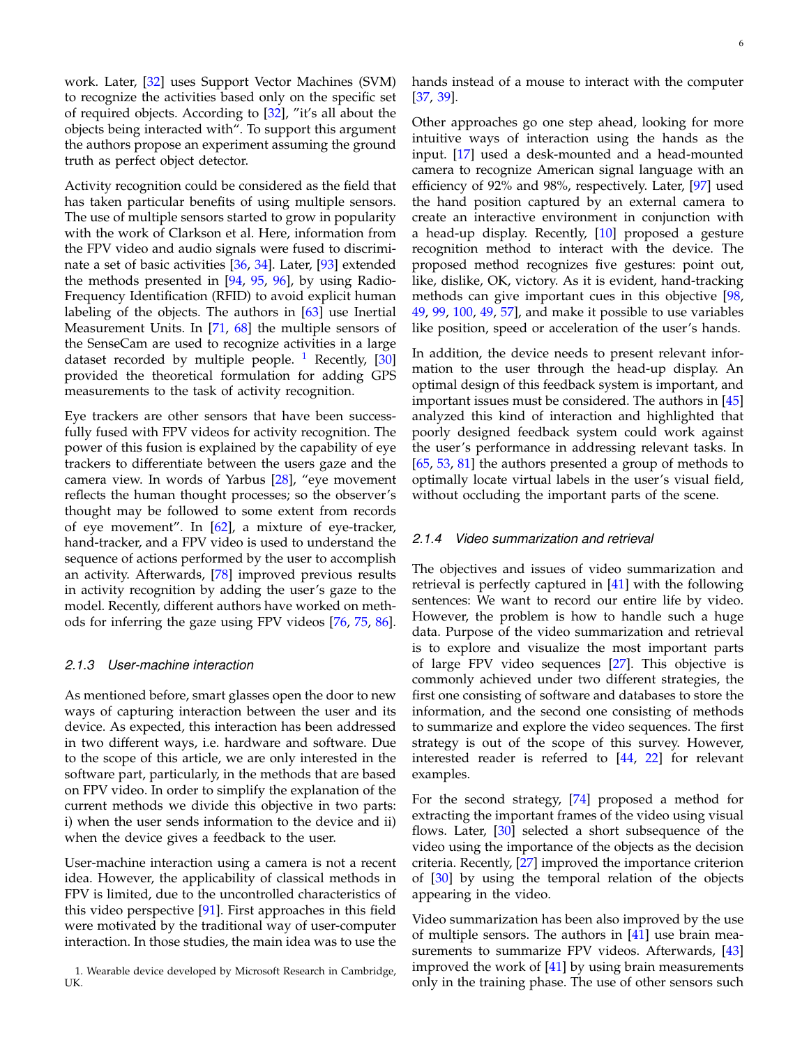work. Later, [32] uses Support Vector Machines (SVM) to recognize the activities based only on the specific set of required objects. According to [32], "it's all about the objects being interacted with". To support this argument the authors propose an experiment assuming the ground truth as perfect object detector.

Activity recognition could be considered as the field that has taken particular benefits of using multiple sensors. The use of multiple sensors started to grow in popularity with the work of Clarkson et al. Here, information from the FPV video and audio signals were fused to discriminate a set of basic activities [36, 34]. Later, [93] extended the methods presented in [94, 95, 96], by using Radio-Frequency Identification (RFID) to avoid explicit human labeling of the objects. The authors in [63] use Inertial Measurement Units. In [71, 68] the multiple sensors of the SenseCam are used to recognize activities in a large dataset recorded by multiple people. [1] Recently, [30] provided the theoretical formulation for adding GPS measurements to the task of activity recognition.

Eye trackers are other sensors that have been successfully fused with FPV videos for activity recognition. The power of this fusion is explained by the capability of eye trackers to differentiate between the users gaze and the camera view. In words of Yarbus [28], "eye movement reflects the human thought processes; so the observer's thought may be followed to some extent from records of eye movement". In [62], a mixture of eye-tracker, hand-tracker, and a FPV video is used to understand the sequence of actions performed by the user to accomplish an activity. Afterwards, [78] improved previous results in activity recognition by adding the user's gaze to the model. Recently, different authors have worked on methods for inferring the gaze using FPV videos [76, 75, 86].

### 2.1.3 User-machine interaction

As mentioned before, smart glasses open the door to new ways of capturing interaction between the user and its device. As expected, this interaction has been addressed in two different ways, i.e. hardware and software. Due to the scope of this article, we are only interested in the software part, particularly, in the methods that are based on FPV video. In order to simplify the explanation of the current methods we divide this objective in two parts: i) when the user sends information to the device and ii) when the device gives a feedback to the user.

User-machine interaction using a camera is not a recent idea. However, the applicability of classical methods in FPV is limited, due to the uncontrolled characteristics of this video perspective [91]. First approaches in this field were motivated by the traditional way of user-computer interaction. In those studies, the main idea was to use the hands instead of a mouse to interact with the computer [37, 39].

Other approaches go one step ahead, looking for more intuitive ways of interaction using the hands as the input. [17] used a desk-mounted and a head-mounted camera to recognize American signal language with an efficiency of 92% and 98%, respectively. Later, [97] used the hand position captured by an external camera to create an interactive environment in conjunction with a head-up display. Recently, [10] proposed a gesture recognition method to interact with the device. The proposed method recognizes five gestures: point out, like, dislike, OK, victory. As it is evident, hand-tracking methods can give important cues in this objective [98, 49, 99, 100, 49, 57], and make it possible to use variables like position, speed or acceleration of the user's hands.

In addition, the device needs to present relevant information to the user through the head-up display. An optimal design of this feedback system is important, and important issues must be considered. The authors in [45] analyzed this kind of interaction and highlighted that poorly designed feedback system could work against the user's performance in addressing relevant tasks. In [65, 53, 81] the authors presented a group of methods to optimally locate virtual labels in the user's visual field, without occluding the important parts of the scene.

### 2.1.4 Video summarization and retrieval

The objectives and issues of video summarization and retrieval is perfectly captured in [41] with the following sentences: We want to record our entire life by video. However, the problem is how to handle such a huge data. Purpose of the video summarization and retrieval is to explore and visualize the most important parts of large FPV video sequences [27]. This objective is commonly achieved under two different strategies, the first one consisting of software and databases to store the information, and the second one consisting of methods to summarize and explore the video sequences. The first strategy is out of the scope of this survey. However, interested reader is referred to [44, 22] for relevant examples.

For the second strategy, [74] proposed a method for extracting the important frames of the video using visual flows. Later, [30] selected a short subsequence of the video using the importance of the objects as the decision criteria. Recently, [27] improved the importance criterion of [30] by using the temporal relation of the objects appearing in the video.

Video summarization has been also improved by the use of multiple sensors. The authors in [41] use brain measurements to summarize FPV videos. Afterwards, [43] improved the work of [41] by using brain measurements only in the training phase. The use of other sensors such

1. Wearable device developed by Microsoft Research in Cambridge, UK.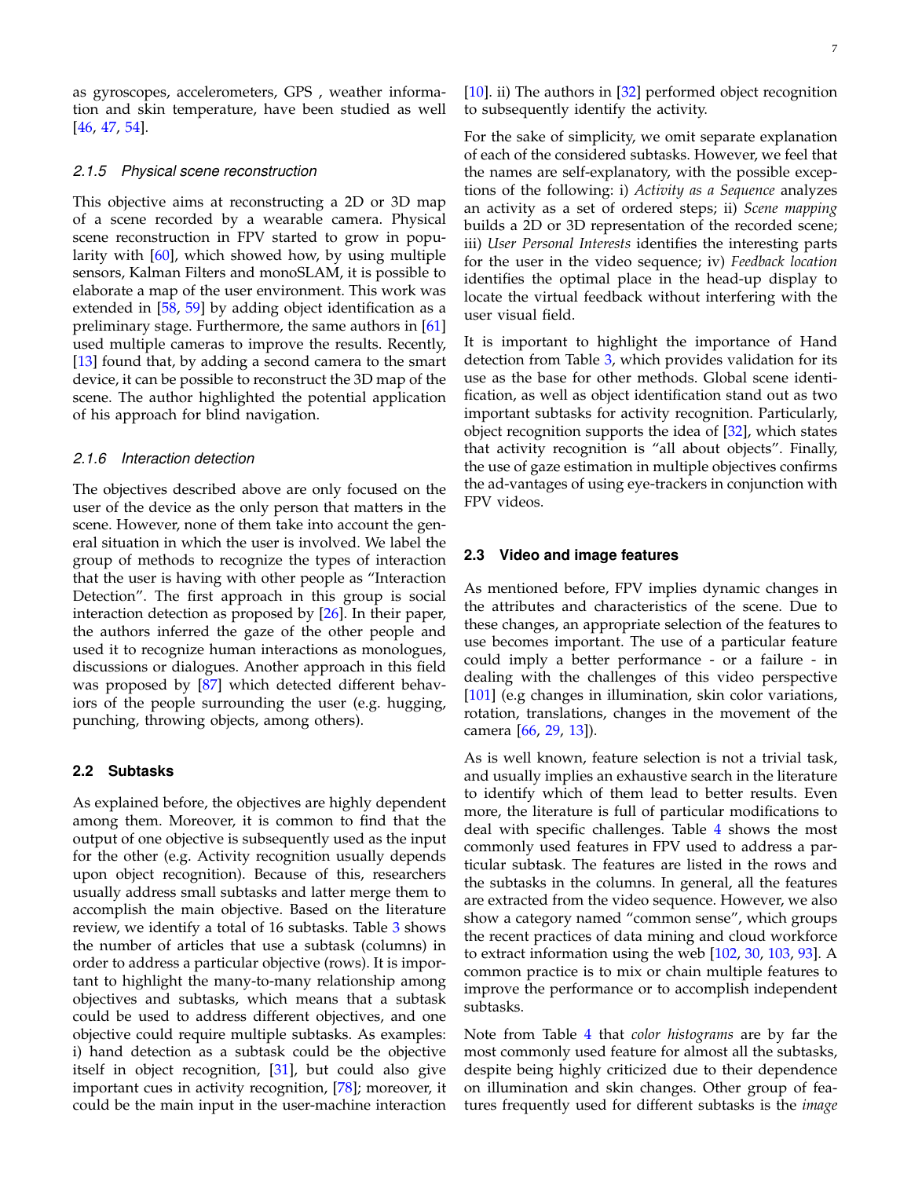as gyroscopes, accelerometers, GPS , weather information and skin temperature, have been studied as well [46, 47, 54].

#### 2.1.5 Physical scene reconstruction

This objective aims at reconstructing a 2D or 3D map of a scene recorded by a wearable camera. Physical scene reconstruction in FPV started to grow in popularity with [60], which showed how, by using multiple sensors, Kalman Filters and monoSLAM, it is possible to elaborate a map of the user environment. This work was extended in [58, 59] by adding object identification as a preliminary stage. Furthermore, the same authors in [61] used multiple cameras to improve the results. Recently, [13] found that, by adding a second camera to the smart device, it can be possible to reconstruct the 3D map of the scene. The author highlighted the potential application of his approach for blind navigation.

#### 2.1.6 Interaction detection

The objectives described above are only focused on the user of the device as the only person that matters in the scene. However, none of them take into account the general situation in which the user is involved. We label the group of methods to recognize the types of interaction that the user is having with other people as "Interaction Detection". The first approach in this group is social interaction detection as proposed by [26]. In their paper, the authors inferred the gaze of the other people and used it to recognize human interactions as monologues, discussions or dialogues. Another approach in this field was proposed by [87] which detected different behaviors of the people surrounding the user (e.g. hugging, punching, throwing objects, among others).

### 2.2 Subtasks

As explained before, the objectives are highly dependent among them. Moreover, it is common to find that the output of one objective is subsequently used as the input for the other (e.g. Activity recognition usually depends upon object recognition). Because of this, researchers usually address small subtasks and latter merge them to accomplish the main objective. Based on the literature review, we identify a total of 16 subtasks. Table 3 shows the number of articles that use a subtask (columns) in order to address a particular objective (rows). It is important to highlight the many-to-many relationship among objectives and subtasks, which means that a subtask could be used to address different objectives, and one objective could require multiple subtasks. As examples: i) hand detection as a subtask could be the objective itself in object recognition, [31], but could also give important cues in activity recognition, [78]; moreover, it could be the main input in the user-machine interaction [10]. ii) The authors in [32] performed object recognition to subsequently identify the activity.

For the sake of simplicity, we omit separate explanation of each of the considered subtasks. However, we feel that the names are self-explanatory, with the possible exceptions of the following: i) *Activity as a Sequence* analyzes an activity as a set of ordered steps; ii) *Scene mapping* builds a 2D or 3D representation of the recorded scene; iii) *User Personal Interests* identifies the interesting parts for the user in the video sequence; iv) *Feedback location* identifies the optimal place in the head-up display to locate the virtual feedback without interfering with the user visual field.

It is important to highlight the importance of Hand detection from Table 3, which provides validation for its use as the base for other methods. Global scene identification, as well as object identification stand out as two important subtasks for activity recognition. Particularly, object recognition supports the idea of [32], which states that activity recognition is "all about objects". Finally, the use of gaze estimation in multiple objectives confirms the ad-vantages of using eye-trackers in conjunction with FPV videos.

### 2.3 Video and image features

As mentioned before, FPV implies dynamic changes in the attributes and characteristics of the scene. Due to these changes, an appropriate selection of the features to use becomes important. The use of a particular feature could imply a better performance - or a failure - in dealing with the challenges of this video perspective [101] (e.g changes in illumination, skin color variations, rotation, translations, changes in the movement of the camera [66, 29, 13]).

As is well known, feature selection is not a trivial task, and usually implies an exhaustive search in the literature to identify which of them lead to better results. Even more, the literature is full of particular modifications to deal with specific challenges. Table 4 shows the most commonly used features in FPV used to address a particular subtask. The features are listed in the rows and the subtasks in the columns. In general, all the features are extracted from the video sequence. However, we also show a category named "common sense", which groups the recent practices of data mining and cloud workforce to extract information using the web [102, 30, 103, 93]. A common practice is to mix or chain multiple features to improve the performance or to accomplish independent subtasks.

Note from Table 4 that *color histograms* are by far the most commonly used feature for almost all the subtasks, despite being highly criticized due to their dependence on illumination and skin changes. Other group of features frequently used for different subtasks is the *image*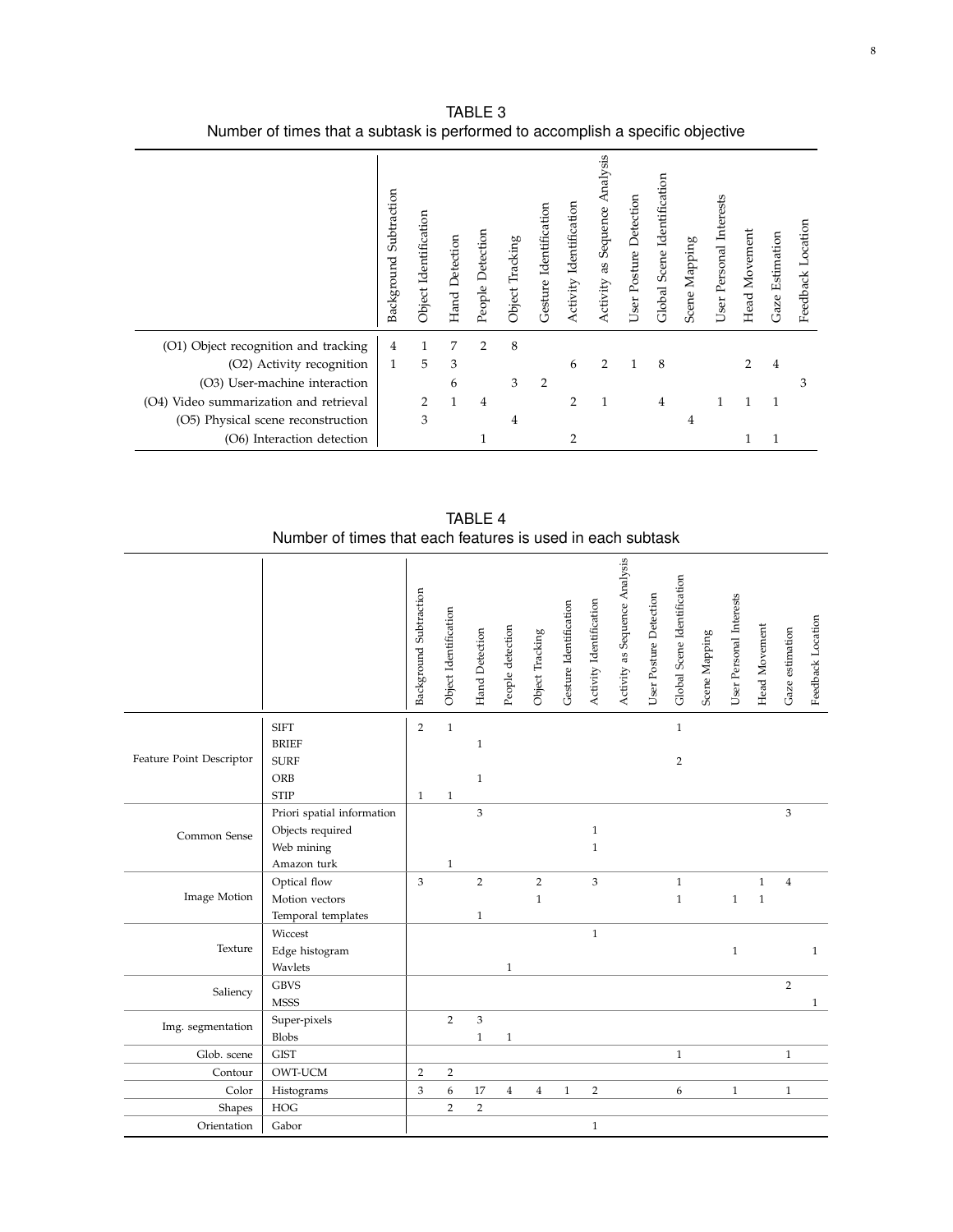TABLE 3
Number of times that a subtask is performed to accomplish a specific objective

| | Background Subtraction | Object Identification | Hand Detection | People Detection | Object Tracking | Gesture Identification | Activity Identification | Activity as Sequence Analysis | User Posture Detection | Global Scene Identification | Scene Mapping | User Personal Interests | Head Movement | Gaze Estimation | Feedback Location |
|---|---|---|---|---|---|---|---|---|---|---|---|---|---|---|---|
| (O1) Object recognition and tracking | 4 | 1 | 7 | 2 | 8 | | | | | | | | | | |
| (O2) Activity recognition | 1 | 5 | 3 | | | | 6 | 2 | 1 | 8 | | | 2 | 4 | |
| (O3) User-machine interaction | | | 6 | | 3 | 2 | | | | | | | | | 3 |
| (O4) Video summarization and retrieval | | 2 | 1 | 4 | | | 2 | 1 | | 4 | | 1 | 1 | 1 | |
| (O5) Physical scene reconstruction | | 3 | | | 4 | | | | | | 4 | | | | |
| (O6) Interaction detection | | | | 1 | | | 2 | | | | | | 1 | 1 | |

TABLE 4
Number of times that each features is used in each subtask

| | | Background Subtraction | Object Identification | Hand Detection | People detection | Object Tracking | Gesture Identification | Activity Identification | Activity as Sequence Analysis | User Posture Detection | Global Scene Identification | Scene Mapping | User Personal Interests | Head Movement | Gaze estimation | Feedback Location |
|---|---|---|---|---|---|---|---|---|---|---|---|---|---|---|---|---|
| Feature Point Descriptor | SIFT | 2 | 1 | | | | | | | | 1 | | | | | |
| | BRIEF | | | 1 | | | | | | | | | | | | |
| | SURF | | | | | | | | | | 2 | | | | | |
| | ORB | | | 1 | | | | | | | | | | | | |
| | STIP | 1 | 1 | | | | | | | | | | | | | |
| Common Sense | Priori spatial information | | | 3 | | | | | | | | | | | 3 | |
| | Objects required | | | | | | | 1 | | | | | | | | |
| | Web mining | | | | | | | 1 | | | | | | | | |
| | Amazon turk | | 1 | | | | | | | | | | | | | |
| Image Motion | Optical flow | 3 | | 2 | | 2 | | 3 | | | 1 | | | 1 | 4 | |
| | Motion vectors | | | | | 1 | | | | | 1 | | 1 | 1 | | |
| | Temporal templates | | | 1 | | | | | | | | | | | | |
| Texture | Wiccest | | | | | | | 1 | | | | | | | | |
| | Edge histogram | | | | | | | | | | | | 1 | | | 1 |
| | Wavlets | | | | 1 | | | | | | | | | | | |
| Saliency | GBVS | | | | | | | | | | | | | | 2 | |
| | MSSS | | | | | | | | | | | | | | | 1 |
| Img. segmentation | Super-pixels | | 2 | 3 | | | | | | | | | | | | |
| | Blobs | | | 1 | 1 | | | | | | | | | | | |
| Glob. scene | GIST | | | | | | | | | | 1 | | | | 1 | |
| Contour | OWT-UCM | 2 | 2 | | | | | | | | | | | | | |
| Color | Histograms | 3 | 6 | 17 | 4 | 4 | 1 | 2 | | | 6 | | 1 | | 1 | |
| Shapes | HOG | | 2 | 2 | | | | | | | | | | | | |
| Orientation | Gabor | | | | | | | 1 | | | | | | | | |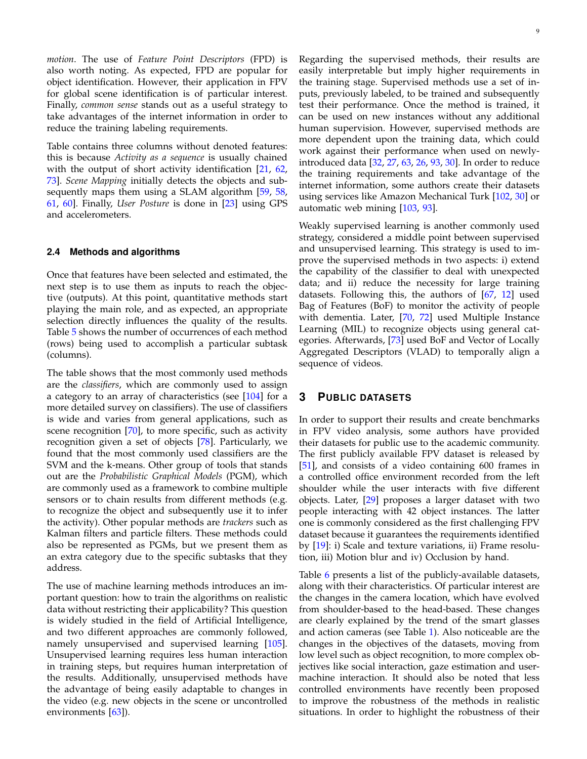*motion*. The use of *Feature Point Descriptors* (FPD) is also worth noting. As expected, FPD are popular for object identification. However, their application in FPV for global scene identification is of particular interest. Finally, *common sense* stands out as a useful strategy to take advantages of the internet information in order to reduce the training labeling requirements.

Table contains three columns without denoted features: this is because *Activity as a sequence* is usually chained with the output of short activity identification [21, 62, 73]. *Scene Mapping* initially detects the objects and subsequently maps them using a SLAM algorithm [59, 58, 61, 60]. Finally, *User Posture* is done in [23] using GPS and accelerometers.

### 2.4 Methods and algorithms

Once that features have been selected and estimated, the next step is to use them as inputs to reach the objective (outputs). At this point, quantitative methods start playing the main role, and as expected, an appropriate selection directly influences the quality of the results. Table 5 shows the number of occurrences of each method (rows) being used to accomplish a particular subtask (columns).

The table shows that the most commonly used methods are the *classifiers*, which are commonly used to assign a category to an array of characteristics (see [104] for a more detailed survey on classifiers). The use of classifiers is wide and varies from general applications, such as scene recognition [70], to more specific, such as activity recognition given a set of objects [78]. Particularly, we found that the most commonly used classifiers are the SVM and the k-means. Other group of tools that stands out are the *Probabilistic Graphical Models* (PGM), which are commonly used as a framework to combine multiple sensors or to chain results from different methods (e.g. to recognize the object and subsequently use it to infer the activity). Other popular methods are *trackers* such as Kalman filters and particle filters. These methods could also be represented as PGMs, but we present them as an extra category due to the specific subtasks that they address.

The use of machine learning methods introduces an important question: how to train the algorithms on realistic data without restricting their applicability? This question is widely studied in the field of Artificial Intelligence, and two different approaches are commonly followed, namely unsupervised and supervised learning [105]. Unsupervised learning requires less human interaction in training steps, but requires human interpretation of the results. Additionally, unsupervised methods have the advantage of being easily adaptable to changes in the video (e.g. new objects in the scene or uncontrolled environments [63]).

Regarding the supervised methods, their results are easily interpretable but imply higher requirements in the training stage. Supervised methods use a set of inputs, previously labeled, to be trained and subsequently test their performance. Once the method is trained, it can be used on new instances without any additional human supervision. However, supervised methods are more dependent upon the training data, which could work against their performance when used on newly-introduced data [32, 27, 63, 26, 93, 30]. In order to reduce the training requirements and take advantage of the internet information, some authors create their datasets using services like Amazon Mechanical Turk [102, 30] or automatic web mining [103, 93].

Weakly supervised learning is another commonly used strategy, considered a middle point between supervised and unsupervised learning. This strategy is used to improve the supervised methods in two aspects: i) extend the capability of the classifier to deal with unexpected data; and ii) reduce the necessity for large training datasets. Following this, the authors of [67, 12] used Bag of Features (BoF) to monitor the activity of people with dementia. Later, [70, 72] used Multiple Instance Learning (MIL) to recognize objects using general categories. Afterwards, [73] used BoF and Vector of Locally Aggregated Descriptors (VLAD) to temporally align a sequence of videos.

## 3 Public datasets

In order to support their results and create benchmarks in FPV video analysis, some authors have provided their datasets for public use to the academic community. The first publicly available FPV dataset is released by [51], and consists of a video containing 600 frames in a controlled office environment recorded from the left shoulder while the user interacts with five different objects. Later, [29] proposes a larger dataset with two people interacting with 42 object instances. The latter one is commonly considered as the first challenging FPV dataset because it guarantees the requirements identified by [19]: i) Scale and texture variations, ii) Frame resolution, iii) Motion blur and iv) Occlusion by hand.

Table 6 presents a list of the publicly-available datasets, along with their characteristics. Of particular interest are the changes in the camera location, which have evolved from shoulder-based to the head-based. These changes are clearly explained by the trend of the smart glasses and action cameras (see Table 1). Also noticeable are the changes in the objectives of the datasets, moving from low level such as object recognition, to more complex objectives like social interaction, gaze estimation and user-machine interaction. It should also be noted that less controlled environments have recently been proposed to improve the robustness of the methods in realistic situations. In order to highlight the robustness of their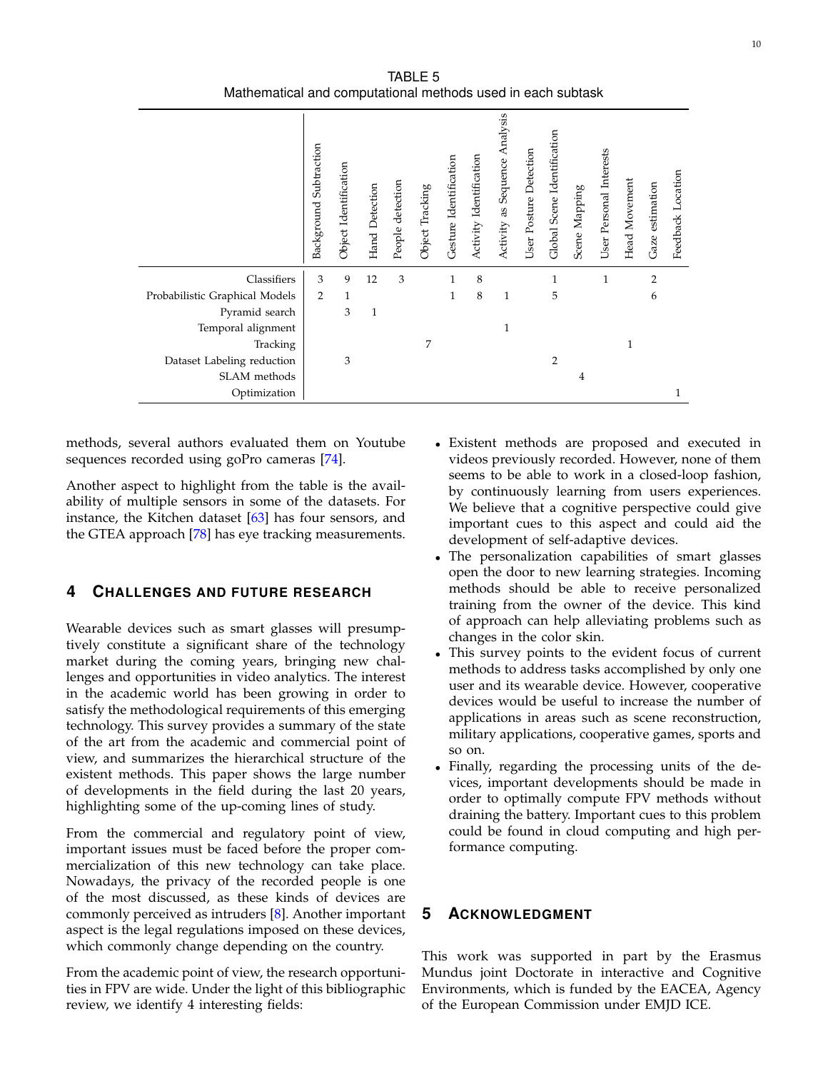TABLE 5
Mathematical and computational methods used in each subtask

| | Background Subtraction | Object Identification | Hand Detection | People detection | Object Tracking | Gesture Identification | Activity Identification | Activity as Sequence Analysis | User Posture Detection | Global Scene Identification | Scene Mapping | User Personal Interests | Head Movement | Gaze estimation | Feedback Location |
|---|---|---|---|---|---|---|---|---|---|---|---|---|---|---|---|
| Classifiers | 3 | 9 | 12 | 3 | | 1 | 8 | | | 1 | | 1 | | 2 | |
| Probabilistic Graphical Models | 2 | 1 | | | | 1 | 8 | 1 | | 5 | | | | 6 | |
| Pyramid search | | 3 | 1 | | | | | | | | | | | | |
| Temporal alignment | | | | | | | | 1 | | | | | | | |
| Tracking | | | | | 7 | | | | | | | | 1 | | |
| Dataset Labeling reduction | | 3 | | | | | | | | 2 | | | | | |
| SLAM methods | | | | | | | | | | | 4 | | | | |
| Optimization | | | | | | | | | | | | | | | 1 |

methods, several authors evaluated them on Youtube sequences recorded using goPro cameras [74].

Another aspect to highlight from the table is the availability of multiple sensors in some of the datasets. For instance, the Kitchen dataset [63] has four sensors, and the GTEA approach [78] has eye tracking measurements.

## 4 Challenges and Future Research

Wearable devices such as smart glasses will presumptively constitute a significant share of the technology market during the coming years, bringing new challenges and opportunities in video analytics. The interest in the academic world has been growing in order to satisfy the methodological requirements of this emerging technology. This survey provides a summary of the state of the art from the academic and commercial point of view, and summarizes the hierarchical structure of the existent methods. This paper shows the large number of developments in the field during the last 20 years, highlighting some of the up-coming lines of study.

From the commercial and regulatory point of view, important issues must be faced before the proper commercialization of this new technology can take place. Nowadays, the privacy of the recorded people is one of the most discussed, as these kinds of devices are commonly perceived as intruders [8]. Another important aspect is the legal regulations imposed on these devices, which commonly change depending on the country.

From the academic point of view, the research opportunities in FPV are wide. Under the light of this bibliographic review, we identify 4 interesting fields:

- Existent methods are proposed and executed in videos previously recorded. However, none of them seems to be able to work in a closed-loop fashion, by continuously learning from users experiences. We believe that a cognitive perspective could give important cues to this aspect and could aid the development of self-adaptive devices.
- The personalization capabilities of smart glasses open the door to new learning strategies. Incoming methods should be able to receive personalized training from the owner of the device. This kind of approach can help alleviating problems such as changes in the color skin.
- This survey points to the evident focus of current methods to address tasks accomplished by only one user and its wearable device. However, cooperative devices would be useful to increase the number of applications in areas such as scene reconstruction, military applications, cooperative games, sports and so on.
- Finally, regarding the processing units of the devices, important developments should be made in order to optimally compute FPV methods without draining the battery. Important cues to this problem could be found in cloud computing and high performance computing.

## 5 Acknowledgment

This work was supported in part by the Erasmus Mundus joint Doctorate in interactive and Cognitive Environments, which is funded by the EACEA, Agency of the European Commission under EMJD ICE.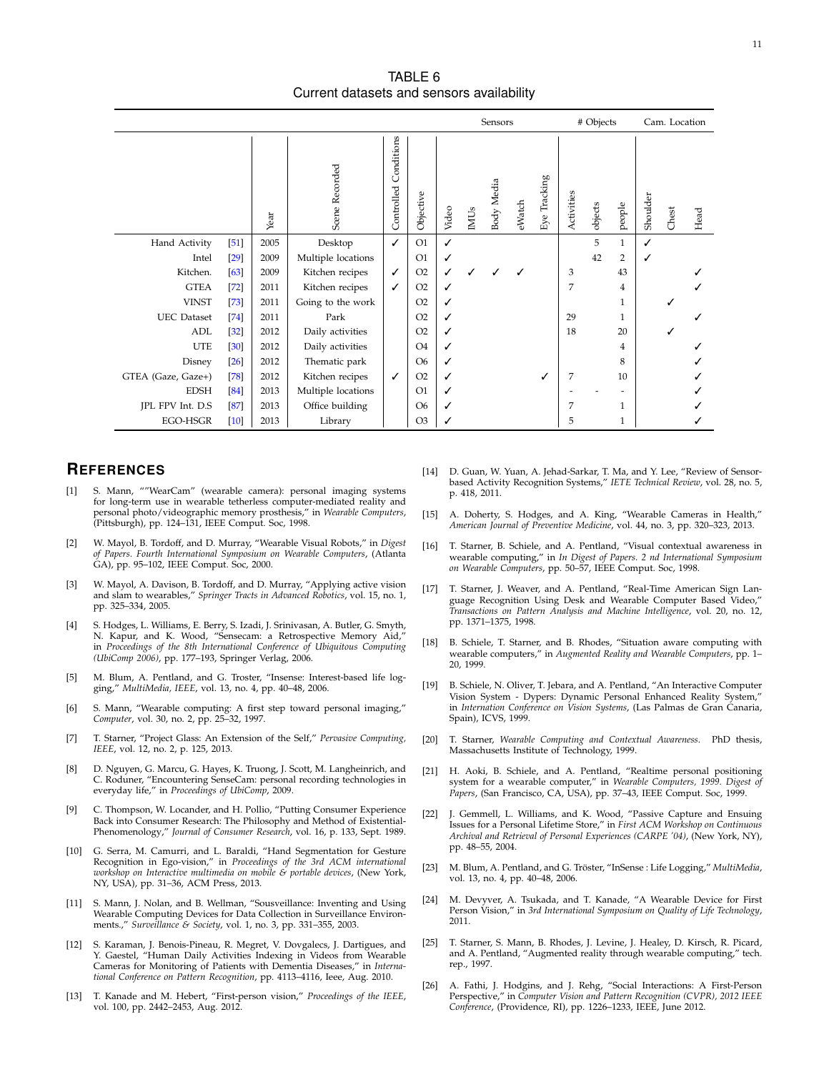TABLE 6
Current datasets and sensors availability

| | | Year | Scene Recorded | Controlled Conditions | Objective | Sensors | | | | | # Objects | | | Cam. Location | | |
|---|---|---|---|---|---|---|---|---|---|---|---|---|---|---|---|---|
| | | | | | | Video | IMUs | Body Media | eWatch | Eye Tracking | Activities | objects | people | Shoulder | Chest | Head |
| Hand Activity | [51] | 2005 | Desktop | ✓ | O1 | ✓ | | | | | | 5 | 1 | ✓ | | |
| Intel | [29] | 2009 | Multiple locations | | O1 | ✓ | | | | | | 42 | 2 | ✓ | | |
| Kitchen. | [63] | 2009 | Kitchen recipes | ✓ | O2 | ✓ | ✓ | ✓ | ✓ | | 3 | | 43 | | | ✓ |
| GTEA | [72] | 2011 | Kitchen recipes | ✓ | O2 | ✓ | | | | | 7 | | 4 | | | ✓ |
| VINST | [73] | 2011 | Going to the work | | O2 | ✓ | | | | | | | 1 | | ✓ | |
| UEC Dataset | [74] | 2011 | Park | | O2 | ✓ | | | | | 29 | | 1 | | | ✓ |
| ADL | [32] | 2012 | Daily activities | | O2 | ✓ | | | | | 18 | | 20 | | ✓ | |
| UTE | [30] | 2012 | Daily activities | | O4 | ✓ | | | | | | | 4 | | | ✓ |
| Disney | [26] | 2012 | Thematic park | | O6 | ✓ | | | | | | | 8 | | | ✓ |
| GTEA (Gaze, Gaze+) | [78] | 2012 | Kitchen recipes | ✓ | O2 | ✓ | | | | ✓ | 7 | | 10 | | | ✓ |
| EDSH | [84] | 2013 | Multiple locations | | O1 | ✓ | | | | | - | - | - | | | ✓ |
| JPL FPV Int. D.S | [87] | 2013 | Office building | | O6 | ✓ | | | | | 7 | | 1 | | | ✓ |
| EGO-HSGR | [10] | 2013 | Library | | O3 | ✓ | | | | | 5 | | 1 | | | ✓ |

## REFERENCES

[1] S. Mann, “”WearCam” (wearable camera): personal imaging systems for long-term use in wearable tetherless computer-mediated reality and personal photo/videographic memory prosthesis,” in *Wearable Computers*, (Pittsburgh), pp. 124–131, IEEE Comput. Soc, 1998.

[2] W. Mayol, B. Tordoff, and D. Murray, “Wearable Visual Robots,” in *Digest of Papers. Fourth International Symposium on Wearable Computers*, (Atlanta GA), pp. 95–102, IEEE Comput. Soc, 2000.

[3] W. Mayol, A. Davison, B. Tordoff, and D. Murray, “Applying active vision and slam to wearables,” *Springer Tracts in Advanced Robotics*, vol. 15, no. 1, pp. 325–334, 2005.

[4] S. Hodges, L. Williams, E. Berry, S. Izadi, J. Srinivasan, A. Butler, G. Smyth, N. Kapur, and K. Wood, “Sensecam: a Retrospective Memory Aid,” in *Proceedings of the 8th International Conference of Ubiquitous Computing (UbiComp 2006)*, pp. 177–193, Springer Verlag, 2006.

[5] M. Blum, A. Pentland, and G. Troster, “Insense: Interest-based life logging,” *MultiMedia, IEEE*, vol. 13, no. 4, pp. 40–48, 2006.

[6] S. Mann, “Wearable computing: A first step toward personal imaging,” *Computer*, vol. 30, no. 2, pp. 25–32, 1997.

[7] T. Starner, “Project Glass: An Extension of the Self,” *Pervasive Computing, IEEE*, vol. 12, no. 2, p. 125, 2013.

[8] D. Nguyen, G. Marcu, G. Hayes, K. Truong, J. Scott, M. Langheinrich, and C. Roduner, “Encountering SenseCam: personal recording technologies in everyday life,” in *Proceedings of UbiComp*, 2009.

[9] C. Thompson, W. Locander, and H. Pollio, “Putting Consumer Experience Back into Consumer Research: The Philosophy and Method of Existential-Phenomenology,” *Journal of Consumer Research*, vol. 16, p. 133, Sept. 1989.

[10] G. Serra, M. Camurri, and L. Baraldi, “Hand Segmentation for Gesture Recognition in Ego-vision,” in *Proceedings of the 3rd ACM international workshop on Interactive multimedia on mobile & portable devices*, (New York, NY, USA), pp. 31–36, ACM Press, 2013.

[11] S. Mann, J. Nolan, and B. Wellman, “Sousveillance: Inventing and Using Wearable Computing Devices for Data Collection in Surveillance Environments.,” *Surveillance & Society*, vol. 1, no. 3, pp. 331–355, 2003.

[12] S. Karaman, J. Benois-Pineau, R. Megret, V. Dovgalecs, J. Dartigues, and Y. Gaestel, “Human Daily Activities Indexing in Videos from Wearable Cameras for Monitoring of Patients with Dementia Diseases,” in *International Conference on Pattern Recognition*, pp. 4113–4116, Ieee, Aug. 2010.

[13] T. Kanade and M. Hebert, “First-person vision,” *Proceedings of the IEEE*, vol. 100, pp. 2442–2453, Aug. 2012.

[14] D. Guan, W. Yuan, A. Jehad-Sarkar, T. Ma, and Y. Lee, “Review of Sensor-based Activity Recognition Systems,” *IETE Technical Review*, vol. 28, no. 5, p. 418, 2011.

[15] A. Doherty, S. Hodges, and A. King, “Wearable Cameras in Health,” *American Journal of Preventive Medicine*, vol. 44, no. 3, pp. 320–323, 2013.

[16] T. Starner, B. Schiele, and A. Pentland, “Visual contextual awareness in wearable computing,” in *In Digest of Papers. 2 nd International Symposium on Wearable Computers*, pp. 50–57, IEEE Comput. Soc, 1998.

[17] T. Starner, J. Weaver, and A. Pentland, “Real-Time American Sign Language Recognition Using Desk and Wearable Computer Based Video,” *Transactions on Pattern Analysis and Machine Intelligence*, vol. 20, no. 12, pp. 1371–1375, 1998.

[18] B. Schiele, T. Starner, and B. Rhodes, “Situation aware computing with wearable computers,” in *Augmented Reality and Wearable Computers*, pp. 1–20, 1999.

[19] B. Schiele, N. Oliver, T. Jebara, and A. Pentland, “An Interactive Computer Vision System - Dypers: Dynamic Personal Enhanced Reality System,” in *International Conference on Vision Systems*, (Las Palmas de Gran Canaria, Spain), ICVS, 1999.

[20] T. Starner, *Wearable Computing and Contextual Awareness.* PhD thesis, Massachusetts Institute of Technology, 1999.

[21] H. Aoki, B. Schiele, and A. Pentland, “Realtime personal positioning system for a wearable computer,” in *Wearable Computers, 1999. Digest of Papers*, (San Francisco, CA, USA), pp. 37–43, IEEE Comput. Soc, 1999.

[22] J. Gemmell, L. Williams, and K. Wood, “Passive Capture and Ensuing Issues for a Personal Lifetime Store,” in *First ACM Workshop on Continuous Archival and Retrieval of Personal Experiences (CARPE ’04)*, (New York, NY), pp. 48–55, 2004.

[23] M. Blum, A. Pentland, and G. Tröster, “InSense : Life Logging,” *MultiMedia*, vol. 13, no. 4, pp. 40–48, 2006.

[24] M. Devyver, A. Tsukada, and T. Kanade, “A Wearable Device for First Person Vision,” in *3rd International Symposium on Quality of Life Technology*, 2011.

[25] T. Starner, S. Mann, B. Rhodes, J. Levine, J. Healey, D. Kirsch, R. Picard, and A. Pentland, “Augmented reality through wearable computing,” tech. rep., 1997.

[26] A. Fathi, J. Hodgins, and J. Rehg, “Social Interactions: A First-Person Perspective,” in *Computer Vision and Pattern Recognition (CVPR), 2012 IEEE Conference*, (Providence, RI), pp. 1226–1233, IEEE, June 2012.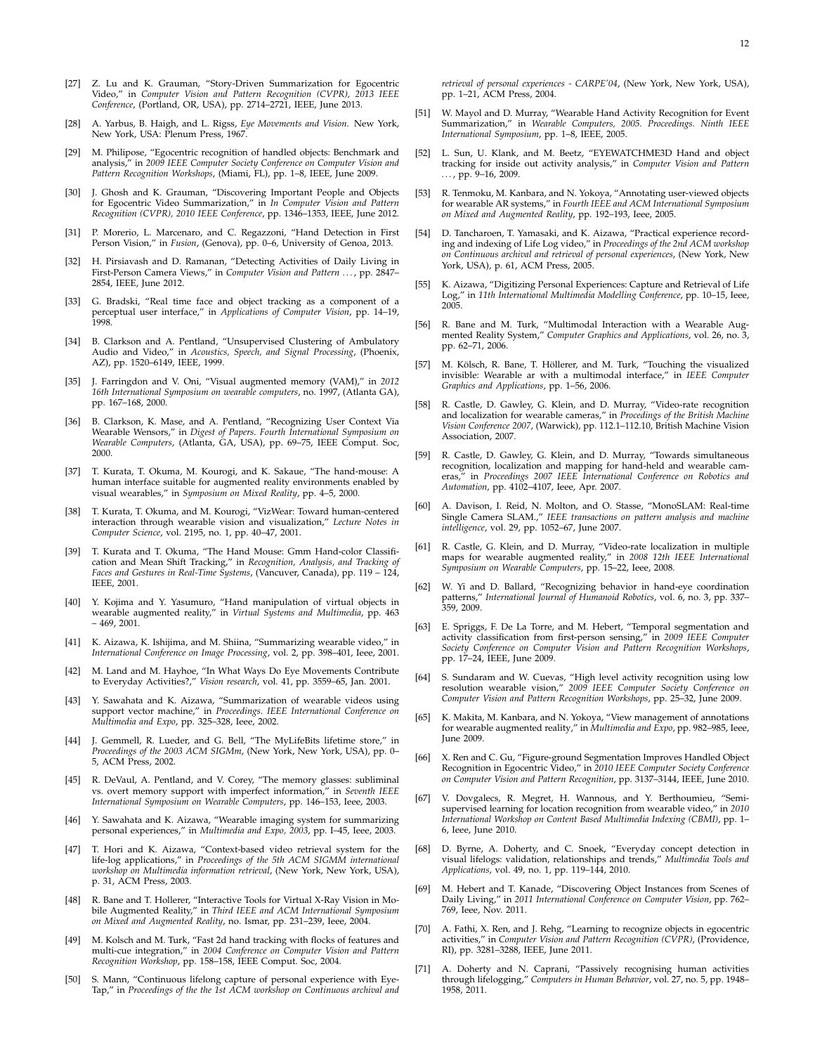[27] Z. Lu and K. Grauman, "Story-Driven Summarization for Egocentric Video," in *Computer Vision and Pattern Recognition (CVPR), 2013 IEEE Conference*, (Portland, OR, USA), pp. 2714–2721, IEEE, June 2013.

[28] A. Yarbus, B. Haigh, and L. Rigss, *Eye Movements and Vision.* New York, New York, USA: Plenum Press, 1967.

[29] M. Philipose, "Egocentric recognition of handled objects: Benchmark and analysis," in *2009 IEEE Computer Society Conference on Computer Vision and Pattern Recognition Workshops*, (Miami, FL), pp. 1–8, IEEE, June 2009.

[30] J. Ghosh and K. Grauman, "Discovering Important People and Objects for Egocentric Video Summarization," in *In Computer Vision and Pattern Recognition (CVPR), 2010 IEEE Conference*, pp. 1346–1353, IEEE, June 2012.

[31] P. Morerio, L. Marcenaro, and C. Regazzoni, "Hand Detection in First Person Vision," in *Fusion*, (Genova), pp. 0–6, University of Genoa, 2013.

[32] H. Pirsiavash and D. Ramanan, "Detecting Activities of Daily Living in First-Person Camera Views," in *Computer Vision and Pattern . . .* , pp. 2847–2854, IEEE, June 2012.

[33] G. Bradski, "Real time face and object tracking as a component of a perceptual user interface," in *Applications of Computer Vision*, pp. 14–19, 1998.

[34] B. Clarkson and A. Pentland, "Unsupervised Clustering of Ambulatory Audio and Video," in *Acoustics, Speech, and Signal Processing*, (Phoenix, AZ), pp. 1520–6149, IEEE, 1999.

[35] J. Farringdon and V. Oni, "Visual augmented memory (VAM)," in *2012 16th International Symposium on wearable computers*, no. 1997, (Atlanta GA), pp. 167–168, 2000.

[36] B. Clarkson, K. Mase, and A. Pentland, "Recognizing User Context Via Wearable Wensors," in *Digest of Papers. Fourth International Symposium on Wearable Computers*, (Atlanta, GA, USA), pp. 69–75, IEEE Comput. Soc, 2000.

[37] T. Kurata, T. Okuma, M. Kourogi, and K. Sakaue, "The hand-mouse: A human interface suitable for augmented reality environments enabled by visual wearables," in *Symposium on Mixed Reality*, pp. 4–5, 2000.

[38] T. Kurata, T. Okuma, and M. Kourogi, "VizWear: Toward human-centered interaction through wearable vision and visualization," *Lecture Notes in Computer Science*, vol. 2195, no. 1, pp. 40–47, 2001.

[39] T. Kurata and T. Okuma, "The Hand Mouse: Gmm Hand-color Classification and Mean Shift Tracking," in *Recognition, Analysis, and Tracking of Faces and Gestures in Real-Time Systems*, (Vancuver, Canada), pp. 119 – 124, IEEE, 2001.

[40] Y. Kojima and Y. Yasumuro, "Hand manipulation of virtual objects in wearable augmented reality," in *Virtual Systems and Multimedia*, pp. 463 – 469, 2001.

[41] K. Aizawa, K. Ishijima, and M. Shiina, "Summarizing wearable video," in *International Conference on Image Processing*, vol. 2, pp. 398–401, Ieee, 2001.

[42] M. Land and M. Hayhoe, "In What Ways Do Eye Movements Contribute to Everyday Activities?," *Vision research*, vol. 41, pp. 3559–65, Jan. 2001.

[43] Y. Sawahata and K. Aizawa, "Summarization of wearable videos using support vector machine," in *Proceedings. IEEE International Conference on Multimedia and Expo*, pp. 325–328, Ieee, 2002.

[44] J. Gemmell, R. Lueder, and G. Bell, "The MyLifeBits lifetime store," in *Proceedings of the 2003 ACM SIGMm*, (New York, New York, USA), pp. 0–5, ACM Press, 2002.

[45] R. DeVaul, A. Pentland, and V. Corey, "The memory glasses: subliminal vs. overt memory support with imperfect information," in *Seventh IEEE International Symposium on Wearable Computers*, pp. 146–153, Ieee, 2003.

[46] Y. Sawahata and K. Aizawa, "Wearable imaging system for summarizing personal experiences," in *Multimedia and Expo, 2003*, pp. I–45, Ieee, 2003.

[47] T. Hori and K. Aizawa, "Context-based video retrieval system for the life-log applications," in *Proceedings of the 5th ACM SIGMM international workshop on Multimedia information retrieval*, (New York, New York, USA), p. 31, ACM Press, 2003.

[48] R. Bane and T. Hollerer, "Interactive Tools for Virtual X-Ray Vision in Mobile Augmented Reality," in *Third IEEE and ACM International Symposium on Mixed and Augmented Reality*, no. Ismar, pp. 231–239, Ieee, 2004.

[49] M. Kolsch and M. Turk, "Fast 2d hand tracking with flocks of features and multi-cue integration," in *2004 Conference on Computer Vision and Pattern Recognition Workshop*, pp. 158–158, IEEE Comput. Soc, 2004.

[50] S. Mann, "Continuous lifelong capture of personal experience with EyeTap," in *Proceedings of the the 1st ACM workshop on Continuous archival and retrieval of personal experiences - CARPE'04*, (New York, New York, USA), pp. 1–21, ACM Press, 2004.

[51] W. Mayol and D. Murray, "Wearable Hand Activity Recognition for Event Summarization," in *Wearable Computers, 2005. Proceedings. Ninth IEEE International Symposium*, pp. 1–8, IEEE, 2005.

[52] L. Sun, U. Klank, and M. Beetz, "EYEWATCHME3D Hand and object tracking for inside out activity analysis," in *Computer Vision and Pattern . . .* , pp. 9–16, 2009.

[53] R. Tenmoku, M. Kanbara, and N. Yokoya, "Annotating user-viewed objects for wearable AR systems," in *Fourth IEEE and ACM International Symposium on Mixed and Augmented Reality*, pp. 192–193, Ieee, 2005.

[54] D. Tancharoen, T. Yamasaki, and K. Aizawa, "Practical experience recording and indexing of Life Log video," in *Proceedings of the 2nd ACM workshop on Continuous archival and retrieval of personal experiences*, (New York, New York, USA), p. 61, ACM Press, 2005.

[55] K. Aizawa, "Digitizing Personal Experiences: Capture and Retrieval of Life Log," in *11th International Multimedia Modelling Conference*, pp. 10–15, Ieee, 2005.

[56] R. Bane and M. Turk, "Multimodal Interaction with a Wearable Augmented Reality System," *Computer Graphics and Applications*, vol. 26, no. 3, pp. 62–71, 2006.

[57] M. Kölsch, R. Bane, T. Höllerer, and M. Turk, "Touching the visualized invisible: Wearable ar with a multimodal interface," in *IEEE Computer Graphics and Applications*, pp. 1–56, 2006.

[58] R. Castle, D. Gawley, G. Klein, and D. Murray, "Video-rate recognition and localization for wearable cameras," in *Procedings of the British Machine Vision Conference 2007*, (Warwick), pp. 112.1–112.10, British Machine Vision Association, 2007.

[59] R. Castle, D. Gawley, G. Klein, and D. Murray, "Towards simultaneous recognition, localization and mapping for hand-held and wearable cameras," in *Proceedings 2007 IEEE International Conference on Robotics and Automation*, pp. 4102–4107, Ieee, Apr. 2007.

[60] A. Davison, I. Reid, N. Molton, and O. Stasse, "MonoSLAM: Real-time Single Camera SLAM.," *IEEE transactions on pattern analysis and machine intelligence*, vol. 29, pp. 1052–67, June 2007.

[61] R. Castle, G. Klein, and D. Murray, "Video-rate localization in multiple maps for wearable augmented reality," in *2008 12th IEEE International Symposium on Wearable Computers*, pp. 15–22, Ieee, 2008.

[62] W. Yi and D. Ballard, "Recognizing behavior in hand-eye coordination patterns," *International Journal of Humanoid Robotics*, vol. 6, no. 3, pp. 337–359, 2009.

[63] E. Spriggs, F. De La Torre, and M. Hebert, "Temporal segmentation and activity classification from first-person sensing," in *2009 IEEE Computer Society Conference on Computer Vision and Pattern Recognition Workshops*, pp. 17–24, IEEE, June 2009.

[64] S. Sundaram and W. Cuevas, "High level activity recognition using low resolution wearable vision," *2009 IEEE Computer Society Conference on Computer Vision and Pattern Recognition Workshops*, pp. 25–32, June 2009.

[65] K. Makita, M. Kanbara, and N. Yokoya, "View management of annotations for wearable augmented reality," in *Multimedia and Expo*, pp. 982–985, Ieee, June 2009.

[66] X. Ren and C. Gu, "Figure-ground Segmentation Improves Handled Object Recognition in Egocentric Video," in *2010 IEEE Computer Society Conference on Computer Vision and Pattern Recognition*, pp. 3137–3144, IEEE, June 2010.

[67] V. Dovgalecs, R. Megret, H. Wannous, and Y. Berthoumieu, "Semi-supervised learning for location recognition from wearable video," in *2010 International Workshop on Content Based Multimedia Indexing (CBMI)*, pp. 1–6, Ieee, June 2010.

[68] D. Byrne, A. Doherty, and C. Snoek, "Everyday concept detection in visual lifelogs: validation, relationships and trends," *Multimedia Tools and Applications*, vol. 49, no. 1, pp. 119–144, 2010.

[69] M. Hebert and T. Kanade, "Discovering Object Instances from Scenes of Daily Living," in *2011 International Conference on Computer Vision*, pp. 762–769, Ieee, Nov. 2011.

[70] A. Fathi, X. Ren, and J. Rehg, "Learning to recognize objects in egocentric activities," in *Computer Vision and Pattern Recognition (CVPR)*, (Providence, RI), pp. 3281–3288, IEEE, June 2011.

[71] A. Doherty and N. Caprani, "Passively recognising human activities through lifelogging," *Computers in Human Behavior*, vol. 27, no. 5, pp. 1948–1958, 2011.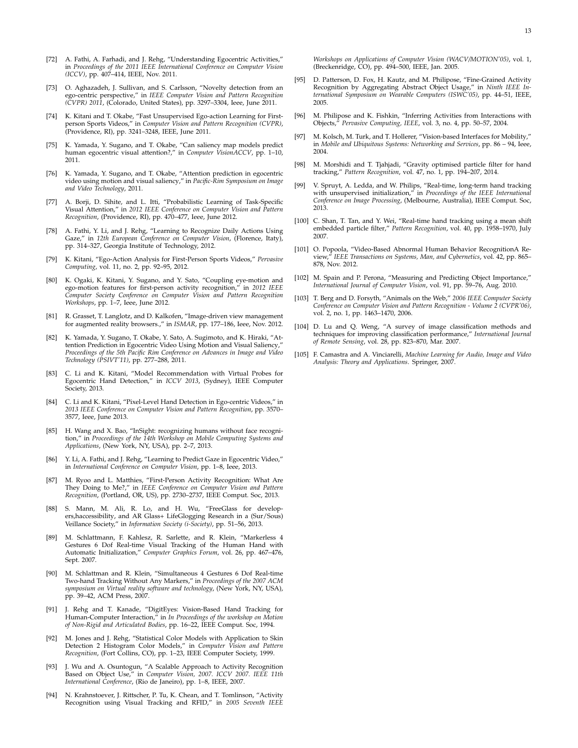[72] A. Fathi, A. Farhadi, and J. Rehg, "Understanding Egocentric Activities," in *Proceedings of the 2011 IEEE International Conference on Computer Vision (ICCV)*, pp. 407–414, IEEE, Nov. 2011.

[73] O. Aghazadeh, J. Sullivan, and S. Carlsson, "Novelty detection from an ego-centric perspective," in *IEEE Computer Vision and Pattern Recognition (CVPR) 2011*, (Colorado, United States), pp. 3297–3304, Ieee, June 2011.

[74] K. Kitani and T. Okabe, "Fast Unsupervised Ego-action Learning for First-person Sports Videos," in *Computer Vision and Pattern Recognition (CVPR)*, (Providence, RI), pp. 3241–3248, IEEE, June 2011.

[75] K. Yamada, Y. Sugano, and T. Okabe, "Can saliency map models predict human egocentric visual attention?," in *Computer VisionACCV*, pp. 1–10, 2011.

[76] K. Yamada, Y. Sugano, and T. Okabe, "Attention prediction in egocentric video using motion and visual saliency," in *Pacific-Rim Symposium on Image and Video Technology*, 2011.

[77] A. Borji, D. Sihite, and L. Itti, "Probabilistic Learning of Task-Specific Visual Attention," in *2012 IEEE Conference on Computer Vision and Pattern Recognition*, (Providence, RI), pp. 470–477, Ieee, June 2012.

[78] A. Fathi, Y. Li, and J. Rehg, "Learning to Recognize Daily Actions Using Gaze," in *12th European Conference on Computer Vision*, (Florence, Itaty), pp. 314–327, Georgia Institute of Technology, 2012.

[79] K. Kitani, "Ego-Action Analysis for First-Person Sports Videos," *Pervasive Computing*, vol. 11, no. 2, pp. 92–95, 2012.

[80] K. Ogaki, K. Kitani, Y. Sugano, and Y. Sato, "Coupling eye-motion and ego-motion features for first-person activity recognition," in *2012 IEEE Computer Society Conference on Computer Vision and Pattern Recognition Workshops*, pp. 1–7, Ieee, June 2012.

[81] R. Grasset, T. Langlotz, and D. Kalkofen, "Image-driven view management for augmented reality browsers.," in *ISMAR*, pp. 177–186, Ieee, Nov. 2012.

[82] K. Yamada, Y. Sugano, T. Okabe, Y. Sato, A. Sugimoto, and K. Hiraki, "Attention Prediction in Egocentric Video Using Motion and Visual Saliency," *Proceedings of the 5th Pacific Rim Conference on Advances in Image and Video Technology (PSIVT'11)*, pp. 277–288, 2011.

[83] C. Li and K. Kitani, "Model Recommendation with Virtual Probes for Egocentric Hand Detection," in *ICCV 2013*, (Sydney), IEEE Computer Society, 2013.

[84] C. Li and K. Kitani, "Pixel-Level Hand Detection in Ego-centric Videos," in *2013 IEEE Conference on Computer Vision and Pattern Recognition*, pp. 3570–3577, Ieee, June 2013.

[85] H. Wang and X. Bao, "InSight: recognizing humans without face recognition," in *Proceedings of the 14th Workshop on Mobile Computing Systems and Applications*, (New York, NY, USA), pp. 2–7, 2013.

[86] Y. Li, A. Fathi, and J. Rehg, "Learning to Predict Gaze in Egocentric Video," in *International Conference on Computer Vision*, pp. 1–8, Ieee, 2013.

[87] M. Ryoo and L. Matthies, "First-Person Activity Recognition: What Are They Doing to Me?," in *IEEE Conference on Computer Vision and Pattern Recognition*, (Portland, OR, US), pp. 2730–2737, IEEE Comput. Soc, 2013.

[88] S. Mann, M. Ali, R. Lo, and H. Wu, "FreeGlass for developers,haccessibility, and AR Glass+ LifeGlogging Research in a (Sur/Sous) Veillance Society," in *Information Society (i-Society)*, pp. 51–56, 2013.

[89] M. Schlattmann, F. Kahlesz, R. Sarlette, and R. Klein, "Markerless 4 Gestures 6 Dof Real-time Visual Tracking of the Human Hand with Automatic Initialization," *Computer Graphics Forum*, vol. 26, pp. 467–476, Sept. 2007.

[90] M. Schlattman and R. Klein, "Simultaneous 4 Gestures 6 Dof Real-time Two-hand Tracking Without Any Markers," in *Proceedings of the 2007 ACM symposium on Virtual reality software and technology*, (New York, NY, USA), pp. 39–42, ACM Press, 2007.

[91] J. Rehg and T. Kanade, "DigitEyes: Vision-Based Hand Tracking for Human-Computer Interaction," in *In Proceedings of the workshop on Motion of Non-Rigid and Articulated Bodies*, pp. 16–22, IEEE Comput. Soc, 1994.

[92] M. Jones and J. Rehg, "Statistical Color Models with Application to Skin Detection 2 Histogram Color Models," in *Computer Vision and Pattern Recognition*, (Fort Collins, CO), pp. 1–23, IEEE Computer Society, 1999.

[93] J. Wu and A. Osuntogun, "A Scalable Approach to Activity Recognition Based on Object Use," in *Computer Vision, 2007. ICCV 2007. IEEE 11th International Conference*, (Rio de Janeiro), pp. 1–8, IEEE, 2007.

[94] N. Krahnstoever, J. Rittscher, P. Tu, K. Chean, and T. Tomlinson, "Activity Recognition using Visual Tracking and RFID," in *2005 Seventh IEEE Workshops on Applications of Computer Vision (WACV/MOTION'05)*, vol. 1, (Breckenridge, CO), pp. 494–500, IEEE, Jan. 2005.

[95] D. Patterson, D. Fox, H. Kautz, and M. Philipose, "Fine-Grained Activity Recognition by Aggregating Abstract Object Usage," in *Ninth IEEE International Symposium on Wearable Computers (ISWC'05)*, pp. 44–51, IEEE, 2005.

[96] M. Philipose and K. Fishkin, "Inferring Activities from Interactions with Objects," *Pervasive Computing, IEEE*, vol. 3, no. 4, pp. 50–57, 2004.

[97] M. Kolsch, M. Turk, and T. Hollerer, "Vision-based Interfaces for Mobility," in *Mobile and Ubiquitous Systems: Networking and Services*, pp. 86 – 94, Ieee, 2004.

[98] M. Morshidi and T. Tjahjadi, "Gravity optimised particle filter for hand tracking," *Pattern Recognition*, vol. 47, no. 1, pp. 194–207, 2014.

[99] V. Spruyt, A. Ledda, and W. Philips, "Real-time, long-term hand tracking with unsupervised initialization," in *Proceedings of the IEEE International Conference on Image Processing*, (Melbourne, Australia), IEEE Comput. Soc, 2013.

[100] C. Shan, T. Tan, and Y. Wei, "Real-time hand tracking using a mean shift embedded particle filter," *Pattern Recognition*, vol. 40, pp. 1958–1970, July 2007.

[101] O. Popoola, "Video-Based Abnormal Human Behavior RecognitionA Review," *IEEE Transactions on Systems, Man, and Cybernetics*, vol. 42, pp. 865–878, Nov. 2012.

[102] M. Spain and P. Perona, "Measuring and Predicting Object Importance," *International Journal of Computer Vision*, vol. 91, pp. 59–76, Aug. 2010.

[103] T. Berg and D. Forsyth, "Animals on the Web," *2006 IEEE Computer Society Conference on Computer Vision and Pattern Recognition - Volume 2 (CVPR'06)*, vol. 2, no. 1, pp. 1463–1470, 2006.

[104] D. Lu and Q. Weng, "A survey of image classification methods and techniques for improving classification performance," *International Journal of Remote Sensing*, vol. 28, pp. 823–870, Mar. 2007.

[105] F. Camastra and A. Vinciarelli, *Machine Learning for Audio, Image and Video Analysis: Theory and Applications*. Springer, 2007.